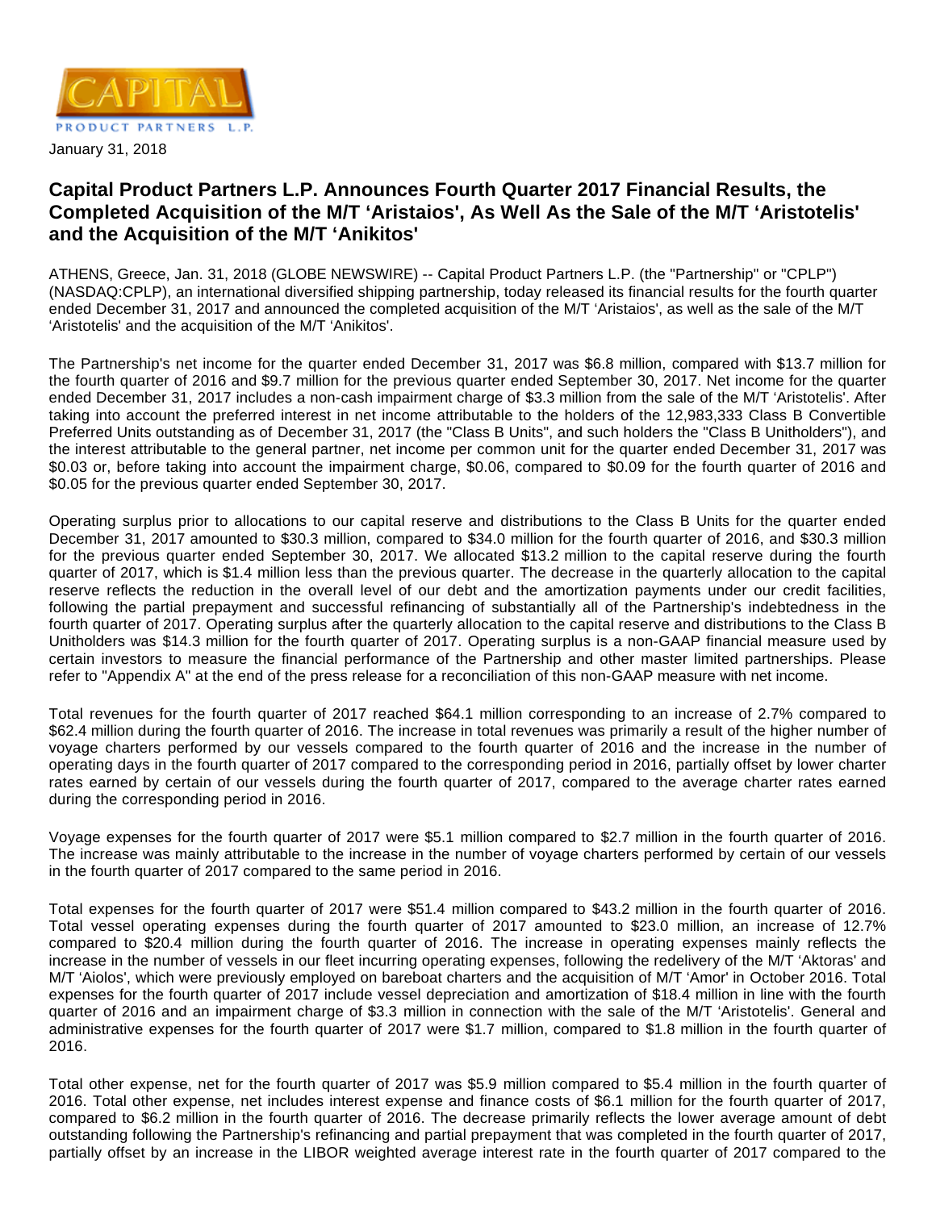CAPITAL PRODUCT PARTNERS L.P.

January 31, 2018

# Capital Product Partners L.P. Announces Fourth Quarter 2017 Financial Results, the Completed Acquisition of the M/T 'Aristaios', As Well As the Sale of the M/T 'Aristotelis' and the Acquisition of the M/T 'Anikitos'

ATHENS, Greece, Jan. 31, 2018 (GLOBE NEWSWIRE) -- Capital Product Partners L.P. (the "Partnership" or "CPLP") (NASDAQ:CPLP), an international diversified shipping partnership, today released its financial results for the fourth quarter ended December 31, 2017 and announced the completed acquisition of the M/T 'Aristaios', as well as the sale of the M/T 'Aristotelis' and the acquisition of the M/T 'Anikitos'.

The Partnership's net income for the quarter ended December 31, 2017 was $6.8 million, compared with $13.7 million for the fourth quarter of 2016 and $9.7 million for the previous quarter ended September 30, 2017. Net income for the quarter ended December 31, 2017 includes a non-cash impairment charge of $3.3 million from the sale of the M/T 'Aristotelis'. After taking into account the preferred interest in net income attributable to the holders of the 12,983,333 Class B Convertible Preferred Units outstanding as of December 31, 2017 (the "Class B Units", and such holders the "Class B Unitholders"), and the interest attributable to the general partner, net income per common unit for the quarter ended December 31, 2017 was $0.03 or, before taking into account the impairment charge, $0.06, compared to $0.09 for the fourth quarter of 2016 and $0.05 for the previous quarter ended September 30, 2017.

Operating surplus prior to allocations to our capital reserve and distributions to the Class B Units for the quarter ended December 31, 2017 amounted to $30.3 million, compared to $34.0 million for the fourth quarter of 2016, and $30.3 million for the previous quarter ended September 30, 2017. We allocated $13.2 million to the capital reserve during the fourth quarter of 2017, which is $1.4 million less than the previous quarter. The decrease in the quarterly allocation to the capital reserve reflects the reduction in the overall level of our debt and the amortization payments under our credit facilities, following the partial prepayment and successful refinancing of substantially all of the Partnership's indebtedness in the fourth quarter of 2017. Operating surplus after the quarterly allocation to the capital reserve and distributions to the Class B Unitholders was $14.3 million for the fourth quarter of 2017. Operating surplus is a non-GAAP financial measure used by certain investors to measure the financial performance of the Partnership and other master limited partnerships. Please refer to "Appendix A" at the end of the press release for a reconciliation of this non-GAAP measure with net income.

Total revenues for the fourth quarter of 2017 reached $64.1 million corresponding to an increase of 2.7% compared to $62.4 million during the fourth quarter of 2016. The increase in total revenues was primarily a result of the higher number of voyage charters performed by our vessels compared to the fourth quarter of 2016 and the increase in the number of operating days in the fourth quarter of 2017 compared to the corresponding period in 2016, partially offset by lower charter rates earned by certain of our vessels during the fourth quarter of 2017, compared to the average charter rates earned during the corresponding period in 2016.

Voyage expenses for the fourth quarter of 2017 were $5.1 million compared to $2.7 million in the fourth quarter of 2016. The increase was mainly attributable to the increase in the number of voyage charters performed by certain of our vessels in the fourth quarter of 2017 compared to the same period in 2016.

Total expenses for the fourth quarter of 2017 were $51.4 million compared to $43.2 million in the fourth quarter of 2016. Total vessel operating expenses during the fourth quarter of 2017 amounted to $23.0 million, an increase of 12.7% compared to $20.4 million during the fourth quarter of 2016. The increase in operating expenses mainly reflects the increase in the number of vessels in our fleet incurring operating expenses, following the redelivery of the M/T 'Aktoras' and M/T 'Aiolos', which were previously employed on bareboat charters and the acquisition of M/T 'Amor' in October 2016. Total expenses for the fourth quarter of 2017 include vessel depreciation and amortization of $18.4 million in line with the fourth quarter of 2016 and an impairment charge of $3.3 million in connection with the sale of the M/T 'Aristotelis'. General and administrative expenses for the fourth quarter of 2017 were $1.7 million, compared to $1.8 million in the fourth quarter of 2016.

Total other expense, net for the fourth quarter of 2017 was $5.9 million compared to $5.4 million in the fourth quarter of 2016. Total other expense, net includes interest expense and finance costs of $6.1 million for the fourth quarter of 2017, compared to $6.2 million in the fourth quarter of 2016. The decrease primarily reflects the lower average amount of debt outstanding following the Partnership's refinancing and partial prepayment that was completed in the fourth quarter of 2017, partially offset by an increase in the LIBOR weighted average interest rate in the fourth quarter of 2017 compared to the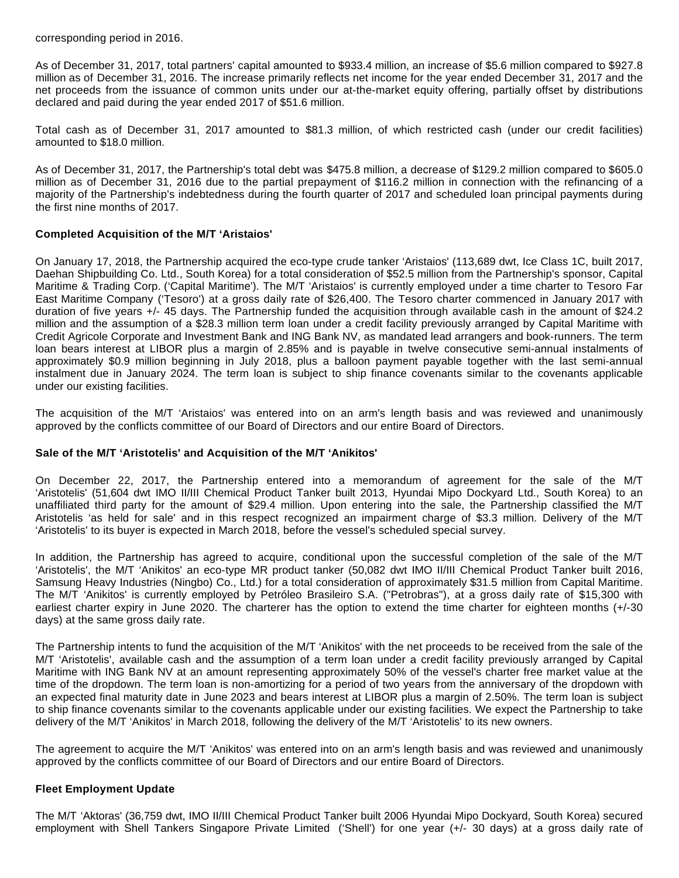corresponding period in 2016.

As of December 31, 2017, total partners' capital amounted to $933.4 million, an increase of $5.6 million compared to $927.8 million as of December 31, 2016. The increase primarily reflects net income for the year ended December 31, 2017 and the net proceeds from the issuance of common units under our at-the-market equity offering, partially offset by distributions declared and paid during the year ended 2017 of $51.6 million.

Total cash as of December 31, 2017 amounted to $81.3 million, of which restricted cash (under our credit facilities) amounted to $18.0 million.

As of December 31, 2017, the Partnership's total debt was $475.8 million, a decrease of $129.2 million compared to $605.0 million as of December 31, 2016 due to the partial prepayment of $116.2 million in connection with the refinancing of a majority of the Partnership's indebtedness during the fourth quarter of 2017 and scheduled loan principal payments during the first nine months of 2017.

**Completed Acquisition of the M/T 'Aristaios'**

On January 17, 2018, the Partnership acquired the eco-type crude tanker 'Aristaios' (113,689 dwt, Ice Class 1C, built 2017, Daehan Shipbuilding Co. Ltd., South Korea) for a total consideration of $52.5 million from the Partnership's sponsor, Capital Maritime & Trading Corp. ('Capital Maritime'). The M/T 'Aristaios' is currently employed under a time charter to Tesoro Far East Maritime Company ('Tesoro') at a gross daily rate of $26,400. The Tesoro charter commenced in January 2017 with duration of five years +/- 45 days. The Partnership funded the acquisition through available cash in the amount of $24.2 million and the assumption of a $28.3 million term loan under a credit facility previously arranged by Capital Maritime with Credit Agricole Corporate and Investment Bank and ING Bank NV, as mandated lead arrangers and book-runners. The term loan bears interest at LIBOR plus a margin of 2.85% and is payable in twelve consecutive semi-annual instalments of approximately $0.9 million beginning in July 2018, plus a balloon payment payable together with the last semi-annual instalment due in January 2024. The term loan is subject to ship finance covenants similar to the covenants applicable under our existing facilities.

The acquisition of the M/T 'Aristaios' was entered into on an arm's length basis and was reviewed and unanimously approved by the conflicts committee of our Board of Directors and our entire Board of Directors.

**Sale of the M/T 'Aristotelis' and Acquisition of the M/T 'Anikitos'**

On December 22, 2017, the Partnership entered into a memorandum of agreement for the sale of the M/T 'Aristotelis' (51,604 dwt IMO II/III Chemical Product Tanker built 2013, Hyundai Mipo Dockyard Ltd., South Korea) to an unaffiliated third party for the amount of $29.4 million. Upon entering into the sale, the Partnership classified the M/T Aristotelis 'as held for sale' and in this respect recognized an impairment charge of $3.3 million. Delivery of the M/T 'Aristotelis' to its buyer is expected in March 2018, before the vessel's scheduled special survey.

In addition, the Partnership has agreed to acquire, conditional upon the successful completion of the sale of the M/T 'Aristotelis', the M/T 'Anikitos' an eco-type MR product tanker (50,082 dwt IMO II/III Chemical Product Tanker built 2016, Samsung Heavy Industries (Ningbo) Co., Ltd.) for a total consideration of approximately $31.5 million from Capital Maritime. The M/T 'Anikitos' is currently employed by Petróleo Brasileiro S.A. ("Petrobras"), at a gross daily rate of $15,300 with earliest charter expiry in June 2020. The charterer has the option to extend the time charter for eighteen months (+/-30 days) at the same gross daily rate.

The Partnership intents to fund the acquisition of the M/T 'Anikitos' with the net proceeds to be received from the sale of the M/T 'Aristotelis', available cash and the assumption of a term loan under a credit facility previously arranged by Capital Maritime with ING Bank NV at an amount representing approximately 50% of the vessel's charter free market value at the time of the dropdown. The term loan is non-amortizing for a period of two years from the anniversary of the dropdown with an expected final maturity date in June 2023 and bears interest at LIBOR plus a margin of 2.50%. The term loan is subject to ship finance covenants similar to the covenants applicable under our existing facilities. We expect the Partnership to take delivery of the M/T 'Anikitos' in March 2018, following the delivery of the M/T 'Aristotelis' to its new owners.

The agreement to acquire the M/T 'Anikitos' was entered into on an arm's length basis and was reviewed and unanimously approved by the conflicts committee of our Board of Directors and our entire Board of Directors.

**Fleet Employment Update**

The M/T 'Aktoras' (36,759 dwt, IMO II/III Chemical Product Tanker built 2006 Hyundai Mipo Dockyard, South Korea) secured employment with Shell Tankers Singapore Private Limited ('Shell') for one year (+/- 30 days) at a gross daily rate of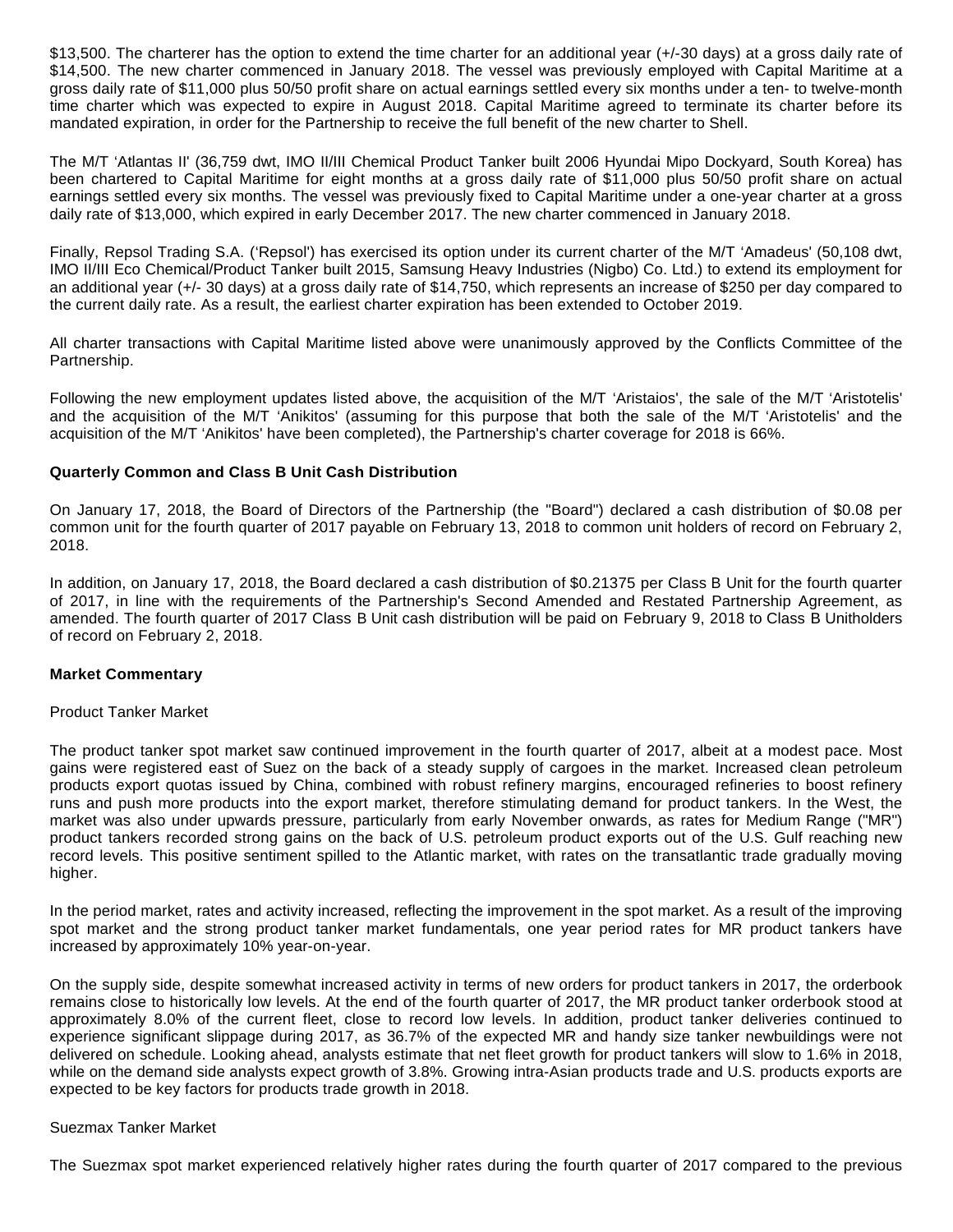$13,500. The charterer has the option to extend the time charter for an additional year (+/-30 days) at a gross daily rate of $14,500. The new charter commenced in January 2018. The vessel was previously employed with Capital Maritime at a gross daily rate of $11,000 plus 50/50 profit share on actual earnings settled every six months under a ten- to twelve-month time charter which was expected to expire in August 2018. Capital Maritime agreed to terminate its charter before its mandated expiration, in order for the Partnership to receive the full benefit of the new charter to Shell.

The M/T 'Atlantas II' (36,759 dwt, IMO II/III Chemical Product Tanker built 2006 Hyundai Mipo Dockyard, South Korea) has been chartered to Capital Maritime for eight months at a gross daily rate of $11,000 plus 50/50 profit share on actual earnings settled every six months. The vessel was previously fixed to Capital Maritime under a one-year charter at a gross daily rate of $13,000, which expired in early December 2017. The new charter commenced in January 2018.

Finally, Repsol Trading S.A. ('Repsol') has exercised its option under its current charter of the M/T 'Amadeus' (50,108 dwt, IMO II/III Eco Chemical/Product Tanker built 2015, Samsung Heavy Industries (Nigbo) Co. Ltd.) to extend its employment for an additional year (+/- 30 days) at a gross daily rate of $14,750, which represents an increase of $250 per day compared to the current daily rate. As a result, the earliest charter expiration has been extended to October 2019.

All charter transactions with Capital Maritime listed above were unanimously approved by the Conflicts Committee of the Partnership.

Following the new employment updates listed above, the acquisition of the M/T 'Aristaios', the sale of the M/T 'Aristotelis' and the acquisition of the M/T 'Anikitos' (assuming for this purpose that both the sale of the M/T 'Aristotelis' and the acquisition of the M/T 'Anikitos' have been completed), the Partnership's charter coverage for 2018 is 66%.

**Quarterly Common and Class B Unit Cash Distribution**

On January 17, 2018, the Board of Directors of the Partnership (the "Board") declared a cash distribution of $0.08 per common unit for the fourth quarter of 2017 payable on February 13, 2018 to common unit holders of record on February 2, 2018.

In addition, on January 17, 2018, the Board declared a cash distribution of $0.21375 per Class B Unit for the fourth quarter of 2017, in line with the requirements of the Partnership's Second Amended and Restated Partnership Agreement, as amended. The fourth quarter of 2017 Class B Unit cash distribution will be paid on February 9, 2018 to Class B Unitholders of record on February 2, 2018.

**Market Commentary**

Product Tanker Market

The product tanker spot market saw continued improvement in the fourth quarter of 2017, albeit at a modest pace. Most gains were registered east of Suez on the back of a steady supply of cargoes in the market. Increased clean petroleum products export quotas issued by China, combined with robust refinery margins, encouraged refineries to boost refinery runs and push more products into the export market, therefore stimulating demand for product tankers. In the West, the market was also under upwards pressure, particularly from early November onwards, as rates for Medium Range ("MR") product tankers recorded strong gains on the back of U.S. petroleum product exports out of the U.S. Gulf reaching new record levels. This positive sentiment spilled to the Atlantic market, with rates on the transatlantic trade gradually moving higher.

In the period market, rates and activity increased, reflecting the improvement in the spot market. As a result of the improving spot market and the strong product tanker market fundamentals, one year period rates for MR product tankers have increased by approximately 10% year-on-year.

On the supply side, despite somewhat increased activity in terms of new orders for product tankers in 2017, the orderbook remains close to historically low levels. At the end of the fourth quarter of 2017, the MR product tanker orderbook stood at approximately 8.0% of the current fleet, close to record low levels. In addition, product tanker deliveries continued to experience significant slippage during 2017, as 36.7% of the expected MR and handy size tanker newbuildings were not delivered on schedule. Looking ahead, analysts estimate that net fleet growth for product tankers will slow to 1.6% in 2018, while on the demand side analysts expect growth of 3.8%. Growing intra-Asian products trade and U.S. products exports are expected to be key factors for products trade growth in 2018.

Suezmax Tanker Market

The Suezmax spot market experienced relatively higher rates during the fourth quarter of 2017 compared to the previous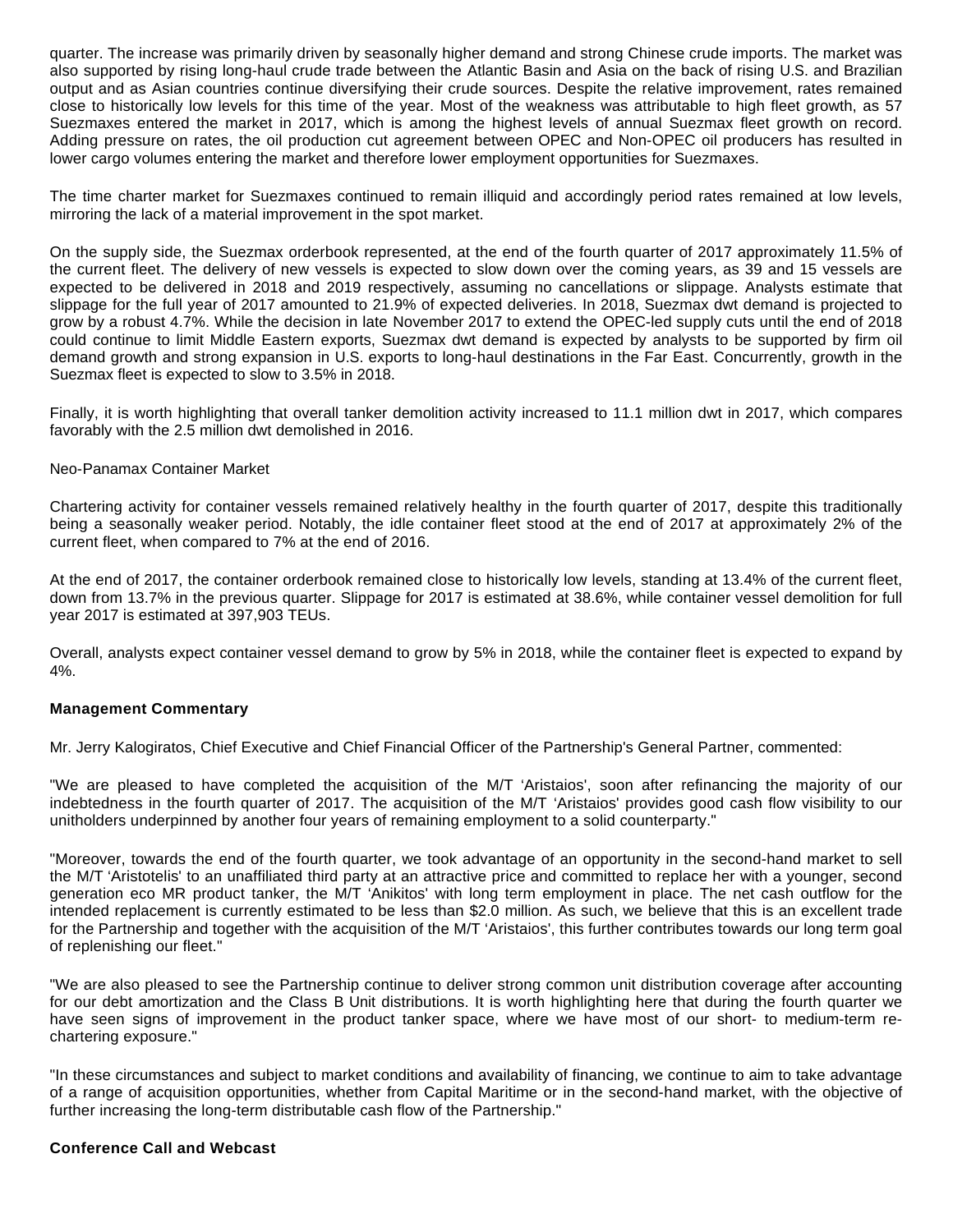quarter. The increase was primarily driven by seasonally higher demand and strong Chinese crude imports. The market was also supported by rising long-haul crude trade between the Atlantic Basin and Asia on the back of rising U.S. and Brazilian output and as Asian countries continue diversifying their crude sources. Despite the relative improvement, rates remained close to historically low levels for this time of the year. Most of the weakness was attributable to high fleet growth, as 57 Suezmaxes entered the market in 2017, which is among the highest levels of annual Suezmax fleet growth on record. Adding pressure on rates, the oil production cut agreement between OPEC and Non-OPEC oil producers has resulted in lower cargo volumes entering the market and therefore lower employment opportunities for Suezmaxes.

The time charter market for Suezmaxes continued to remain illiquid and accordingly period rates remained at low levels, mirroring the lack of a material improvement in the spot market.

On the supply side, the Suezmax orderbook represented, at the end of the fourth quarter of 2017 approximately 11.5% of the current fleet. The delivery of new vessels is expected to slow down over the coming years, as 39 and 15 vessels are expected to be delivered in 2018 and 2019 respectively, assuming no cancellations or slippage. Analysts estimate that slippage for the full year of 2017 amounted to 21.9% of expected deliveries. In 2018, Suezmax dwt demand is projected to grow by a robust 4.7%. While the decision in late November 2017 to extend the OPEC-led supply cuts until the end of 2018 could continue to limit Middle Eastern exports, Suezmax dwt demand is expected by analysts to be supported by firm oil demand growth and strong expansion in U.S. exports to long-haul destinations in the Far East. Concurrently, growth in the Suezmax fleet is expected to slow to 3.5% in 2018.

Finally, it is worth highlighting that overall tanker demolition activity increased to 11.1 million dwt in 2017, which compares favorably with the 2.5 million dwt demolished in 2016.

Neo-Panamax Container Market

Chartering activity for container vessels remained relatively healthy in the fourth quarter of 2017, despite this traditionally being a seasonally weaker period. Notably, the idle container fleet stood at the end of 2017 at approximately 2% of the current fleet, when compared to 7% at the end of 2016.

At the end of 2017, the container orderbook remained close to historically low levels, standing at 13.4% of the current fleet, down from 13.7% in the previous quarter. Slippage for 2017 is estimated at 38.6%, while container vessel demolition for full year 2017 is estimated at 397,903 TEUs.

Overall, analysts expect container vessel demand to grow by 5% in 2018, while the container fleet is expected to expand by 4%.

**Management Commentary**

Mr. Jerry Kalogiratos, Chief Executive and Chief Financial Officer of the Partnership's General Partner, commented:

"We are pleased to have completed the acquisition of the M/T 'Aristaios', soon after refinancing the majority of our indebtedness in the fourth quarter of 2017. The acquisition of the M/T 'Aristaios' provides good cash flow visibility to our unitholders underpinned by another four years of remaining employment to a solid counterparty."

"Moreover, towards the end of the fourth quarter, we took advantage of an opportunity in the second-hand market to sell the M/T 'Aristotelis' to an unaffiliated third party at an attractive price and committed to replace her with a younger, second generation eco MR product tanker, the M/T 'Anikitos' with long term employment in place. The net cash outflow for the intended replacement is currently estimated to be less than $2.0 million. As such, we believe that this is an excellent trade for the Partnership and together with the acquisition of the M/T 'Aristaios', this further contributes towards our long term goal of replenishing our fleet."

"We are also pleased to see the Partnership continue to deliver strong common unit distribution coverage after accounting for our debt amortization and the Class B Unit distributions. It is worth highlighting here that during the fourth quarter we have seen signs of improvement in the product tanker space, where we have most of our short- to medium-term re-chartering exposure."

"In these circumstances and subject to market conditions and availability of financing, we continue to aim to take advantage of a range of acquisition opportunities, whether from Capital Maritime or in the second-hand market, with the objective of further increasing the long-term distributable cash flow of the Partnership."

**Conference Call and Webcast**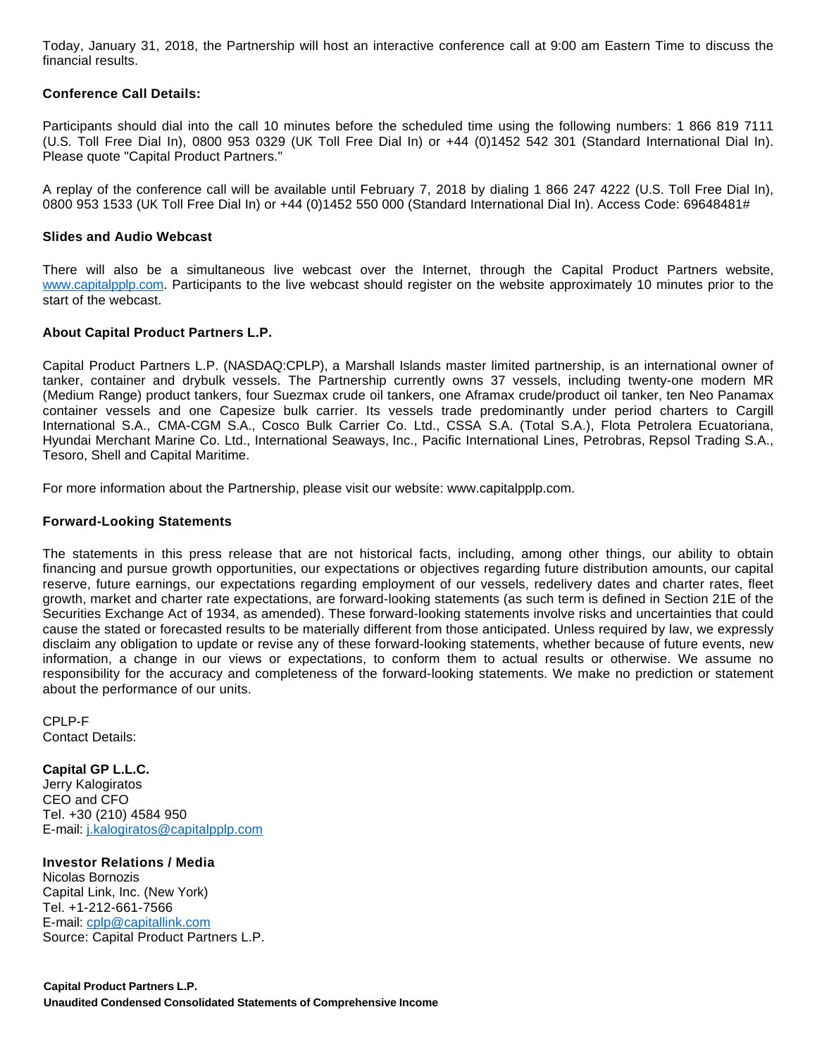Today, January 31, 2018, the Partnership will host an interactive conference call at 9:00 am Eastern Time to discuss the financial results.

### Conference Call Details:

Participants should dial into the call 10 minutes before the scheduled time using the following numbers: 1 866 819 7111 (U.S. Toll Free Dial In), 0800 953 0329 (UK Toll Free Dial In) or +44 (0)1452 542 301 (Standard International Dial In). Please quote "Capital Product Partners."

A replay of the conference call will be available until February 7, 2018 by dialing 1 866 247 4222 (U.S. Toll Free Dial In), 0800 953 1533 (UK Toll Free Dial In) or +44 (0)1452 550 000 (Standard International Dial In). Access Code: 69648481#

### Slides and Audio Webcast

There will also be a simultaneous live webcast over the Internet, through the Capital Product Partners website, www.capitalpplp.com. Participants to the live webcast should register on the website approximately 10 minutes prior to the start of the webcast.

### About Capital Product Partners L.P.

Capital Product Partners L.P. (NASDAQ:CPLP), a Marshall Islands master limited partnership, is an international owner of tanker, container and drybulk vessels. The Partnership currently owns 37 vessels, including twenty-one modern MR (Medium Range) product tankers, four Suezmax crude oil tankers, one Aframax crude/product oil tanker, ten Neo Panamax container vessels and one Capesize bulk carrier. Its vessels trade predominantly under period charters to Cargill International S.A., CMA-CGM S.A., Cosco Bulk Carrier Co. Ltd., CSSA S.A. (Total S.A.), Flota Petrolera Ecuatoriana, Hyundai Merchant Marine Co. Ltd., International Seaways, Inc., Pacific International Lines, Petrobras, Repsol Trading S.A., Tesoro, Shell and Capital Maritime.

For more information about the Partnership, please visit our website: www.capitalpplp.com.

### Forward-Looking Statements

The statements in this press release that are not historical facts, including, among other things, our ability to obtain financing and pursue growth opportunities, our expectations or objectives regarding future distribution amounts, our capital reserve, future earnings, our expectations regarding employment of our vessels, redelivery dates and charter rates, fleet growth, market and charter rate expectations, are forward-looking statements (as such term is defined in Section 21E of the Securities Exchange Act of 1934, as amended). These forward-looking statements involve risks and uncertainties that could cause the stated or forecasted results to be materially different from those anticipated. Unless required by law, we expressly disclaim any obligation to update or revise any of these forward-looking statements, whether because of future events, new information, a change in our views or expectations, to conform them to actual results or otherwise. We assume no responsibility for the accuracy and completeness of the forward-looking statements. We make no prediction or statement about the performance of our units.

CPLP-F
Contact Details:

**Capital GP L.L.C.**
Jerry Kalogiratos
CEO and CFO
Tel. +30 (210) 4584 950
E-mail: j.kalogiratos@capitalpplp.com

**Investor Relations / Media**
Nicolas Bornozis
Capital Link, Inc. (New York)
Tel. +1-212-661-7566
E-mail: cplp@capitallink.com
Source: Capital Product Partners L.P.

**Capital Product Partners L.P.**
**Unaudited Condensed Consolidated Statements of Comprehensive Income**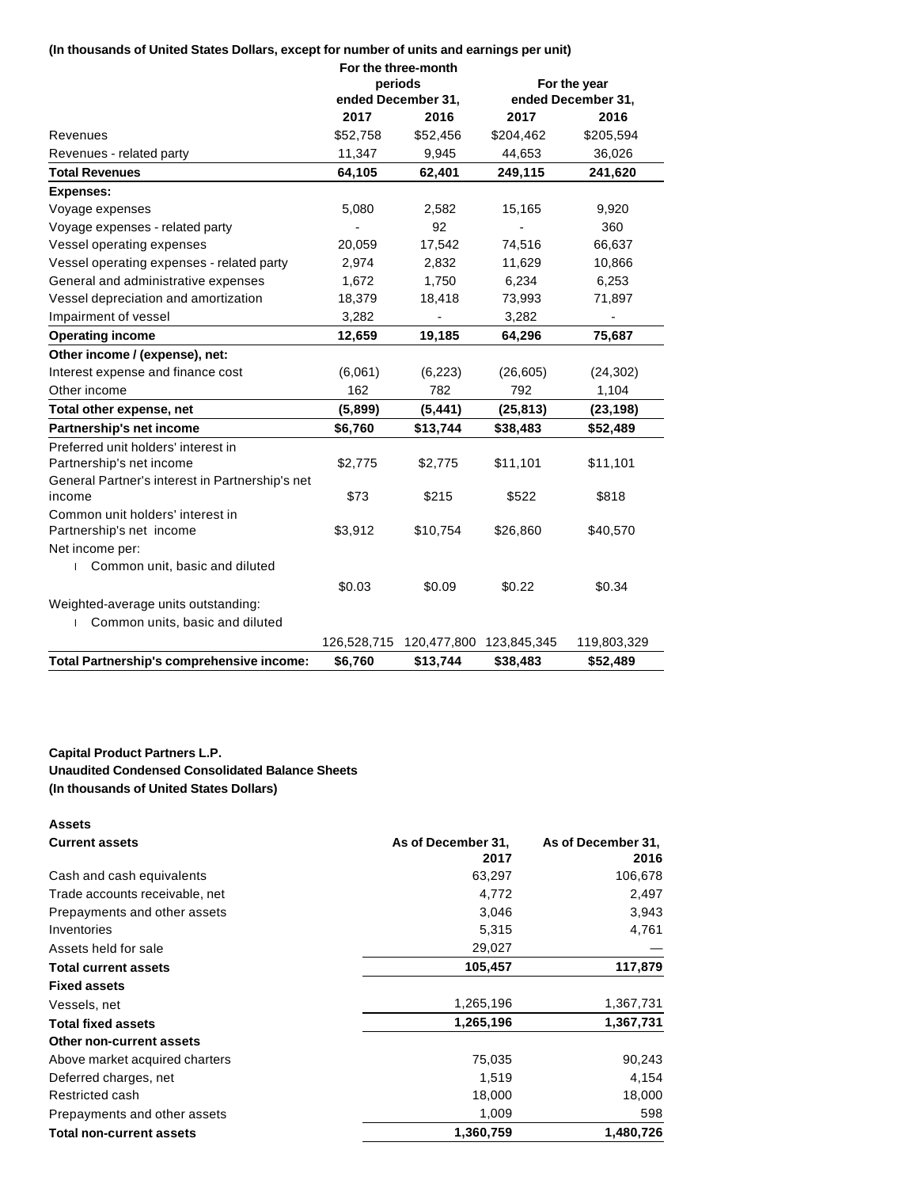**(In thousands of United States Dollars, except for number of units and earnings per unit)**

| | For the three-month periods ended December 31, | | For the year ended December 31, | |
|---|---|---|---|---|
| | **2017** | **2016** | **2017** | **2016** |
| Revenues | $52,758 | $52,456 | $204,462 | $205,594 |
| Revenues - related party | 11,347 | 9,945 | 44,653 | 36,026 |
| **Total Revenues** | **64,105** | **62,401** | **249,115** | **241,620** |
| **Expenses:** | | | | |
| Voyage expenses | 5,080 | 2,582 | 15,165 | 9,920 |
| Voyage expenses - related party | - | 92 | - | 360 |
| Vessel operating expenses | 20,059 | 17,542 | 74,516 | 66,637 |
| Vessel operating expenses - related party | 2,974 | 2,832 | 11,629 | 10,866 |
| General and administrative expenses | 1,672 | 1,750 | 6,234 | 6,253 |
| Vessel depreciation and amortization | 18,379 | 18,418 | 73,993 | 71,897 |
| Impairment of vessel | 3,282 | - | 3,282 | - |
| **Operating income** | **12,659** | **19,185** | **64,296** | **75,687** |
| **Other income / (expense), net:** | | | | |
| Interest expense and finance cost | (6,061) | (6,223) | (26,605) | (24,302) |
| Other income | 162 | 782 | 792 | 1,104 |
| **Total other expense, net** | **(5,899)** | **(5,441)** | **(25,813)** | **(23,198)** |
| **Partnership's net income** | **$6,760** | **$13,744** | **$38,483** | **$52,489** |
| Preferred unit holders' interest in Partnership's net income | $2,775 | $2,775 | $11,101 | $11,101 |
| General Partner's interest in Partnership's net income | $73 | $215 | $522 | $818 |
| Common unit holders' interest in Partnership's net income | $3,912 | $10,754 | $26,860 | $40,570 |
| Net income per: | | | | |
| Common unit, basic and diluted | $0.03 | $0.09 | $0.22 | $0.34 |
| Weighted-average units outstanding: | | | | |
| Common units, basic and diluted | 126,528,715 | 120,477,800 | 123,845,345 | 119,803,329 |
| **Total Partnership's comprehensive income:** | **$6,760** | **$13,744** | **$38,483** | **$52,489** |

**Capital Product Partners L.P.**
**Unaudited Condensed Consolidated Balance Sheets**
**(In thousands of United States Dollars)**

| **Assets** | | |
|---|---|---|
| **Current assets** | **As of December 31, 2017** | **As of December 31, 2016** |
| Cash and cash equivalents | 63,297 | 106,678 |
| Trade accounts receivable, net | 4,772 | 2,497 |
| Prepayments and other assets | 3,046 | 3,943 |
| Inventories | 5,315 | 4,761 |
| Assets held for sale | 29,027 | — |
| **Total current assets** | **105,457** | **117,879** |
| **Fixed assets** | | |
| Vessels, net | 1,265,196 | 1,367,731 |
| **Total fixed assets** | **1,265,196** | **1,367,731** |
| **Other non-current assets** | | |
| Above market acquired charters | 75,035 | 90,243 |
| Deferred charges, net | 1,519 | 4,154 |
| Restricted cash | 18,000 | 18,000 |
| Prepayments and other assets | 1,009 | 598 |
| **Total non-current assets** | **1,360,759** | **1,480,726** |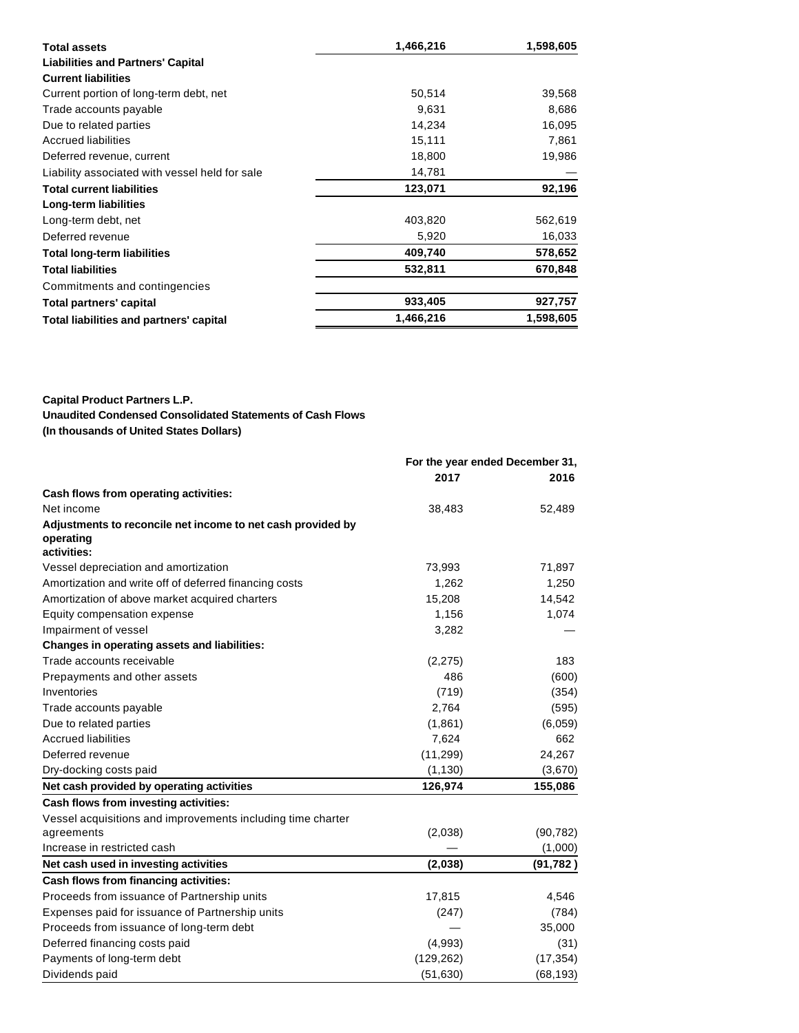| | | |
|---|---|---|
| **Total assets** | **1,466,216** | **1,598,605** |
| **Liabilities and Partners' Capital** | | |
| **Current liabilities** | | |
| Current portion of long-term debt, net | 50,514 | 39,568 |
| Trade accounts payable | 9,631 | 8,686 |
| Due to related parties | 14,234 | 16,095 |
| Accrued liabilities | 15,111 | 7,861 |
| Deferred revenue, current | 18,800 | 19,986 |
| Liability associated with vessel held for sale | 14,781 | — |
| **Total current liabilities** | **123,071** | **92,196** |
| **Long-term liabilities** | | |
| Long-term debt, net | 403,820 | 562,619 |
| Deferred revenue | 5,920 | 16,033 |
| **Total long-term liabilities** | **409,740** | **578,652** |
| **Total liabilities** | **532,811** | **670,848** |
| Commitments and contingencies | | |
| **Total partners' capital** | **933,405** | **927,757** |
| **Total liabilities and partners' capital** | **1,466,216** | **1,598,605** |

**Capital Product Partners L.P.**
**Unaudited Condensed Consolidated Statements of Cash Flows**
**(In thousands of United States Dollars)**

| | For the year ended December 31, | |
|---|---|---|
| | **2017** | **2016** |
| **Cash flows from operating activities:** | | |
| Net income | 38,483 | 52,489 |
| **Adjustments to reconcile net income to net cash provided by operating activities:** | | |
| Vessel depreciation and amortization | 73,993 | 71,897 |
| Amortization and write off of deferred financing costs | 1,262 | 1,250 |
| Amortization of above market acquired charters | 15,208 | 14,542 |
| Equity compensation expense | 1,156 | 1,074 |
| Impairment of vessel | 3,282 | — |
| **Changes in operating assets and liabilities:** | | |
| Trade accounts receivable | (2,275) | 183 |
| Prepayments and other assets | 486 | (600) |
| Inventories | (719) | (354) |
| Trade accounts payable | 2,764 | (595) |
| Due to related parties | (1,861) | (6,059) |
| Accrued liabilities | 7,624 | 662 |
| Deferred revenue | (11,299) | 24,267 |
| Dry-docking costs paid | (1,130) | (3,670) |
| **Net cash provided by operating activities** | **126,974** | **155,086** |
| **Cash flows from investing activities:** | | |
| Vessel acquisitions and improvements including time charter agreements | (2,038) | (90,782) |
| Increase in restricted cash | — | (1,000) |
| **Net cash used in investing activities** | **(2,038)** | **(91,782)** |
| **Cash flows from financing activities:** | | |
| Proceeds from issuance of Partnership units | 17,815 | 4,546 |
| Expenses paid for issuance of Partnership units | (247) | (784) |
| Proceeds from issuance of long-term debt | — | 35,000 |
| Deferred financing costs paid | (4,993) | (31) |
| Payments of long-term debt | (129,262) | (17,354) |
| Dividends paid | (51,630) | (68,193) |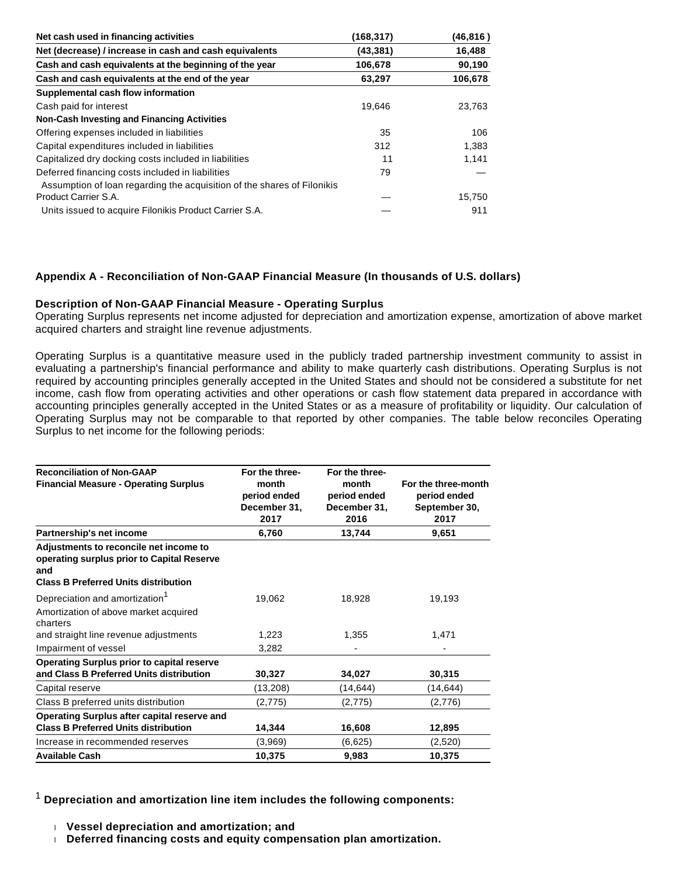| | | |
|---|---|---|
| **Net cash used in financing activities** | **(168,317)** | **(46,816 )** |
| **Net (decrease) / increase in cash and cash equivalents** | **(43,381)** | **16,488** |
| **Cash and cash equivalents at the beginning of the year** | **106,678** | **90,190** |
| **Cash and cash equivalents at the end of the year** | **63,297** | **106,678** |
| **Supplemental cash flow information** | | |
| Cash paid for interest | 19,646 | 23,763 |
| **Non-Cash Investing and Financing Activities** | | |
| Offering expenses included in liabilities | 35 | 106 |
| Capital expenditures included in liabilities | 312 | 1,383 |
| Capitalized dry docking costs included in liabilities | 11 | 1,141 |
| Deferred financing costs included in liabilities | 79 | — |
| Assumption of loan regarding the acquisition of the shares of Filonikis Product Carrier S.A. | — | 15,750 |
| Units issued to acquire Filonikis Product Carrier S.A. | — | 911 |

**Appendix A - Reconciliation of Non-GAAP Financial Measure (In thousands of U.S. dollars)**

**Description of Non-GAAP Financial Measure - Operating Surplus**

Operating Surplus represents net income adjusted for depreciation and amortization expense, amortization of above market acquired charters and straight line revenue adjustments.

Operating Surplus is a quantitative measure used in the publicly traded partnership investment community to assist in evaluating a partnership's financial performance and ability to make quarterly cash distributions. Operating Surplus is not required by accounting principles generally accepted in the United States and should not be considered a substitute for net income, cash flow from operating activities and other operations or cash flow statement data prepared in accordance with accounting principles generally accepted in the United States or as a measure of profitability or liquidity. Our calculation of Operating Surplus may not be comparable to that reported by other companies. The table below reconciles Operating Surplus to net income for the following periods:

| **Reconciliation of Non-GAAP Financial Measure - Operating Surplus** | **For the three-month period ended December 31, 2017** | **For the three-month period ended December 31, 2016** | **For the three-month period ended September 30, 2017** |
|---|---|---|---|
| **Partnership's net income** | **6,760** | **13,744** | **9,651** |
| **Adjustments to reconcile net income to operating surplus prior to Capital Reserve and Class B Preferred Units distribution** | | | |
| Depreciation and amortization[1] | 19,062 | 18,928 | 19,193 |
| Amortization of above market acquired charters and straight line revenue adjustments | 1,223 | 1,355 | 1,471 |
| Impairment of vessel | 3,282 | - | - |
| **Operating Surplus prior to capital reserve and Class B Preferred Units distribution** | **30,327** | **34,027** | **30,315** |
| Capital reserve | (13,208) | (14,644) | (14,644) |
| Class B preferred units distribution | (2,775) | (2,775) | (2,776) |
| **Operating Surplus after capital reserve and Class B Preferred Units distribution** | **14,344** | **16,608** | **12,895** |
| Increase in recommended reserves | (3,969) | (6,625) | (2,520) |
| **Available Cash** | **10,375** | **9,983** | **10,375** |

[1] **Depreciation and amortization line item includes the following components:**

- **Vessel depreciation and amortization; and**
- **Deferred financing costs and equity compensation plan amortization.**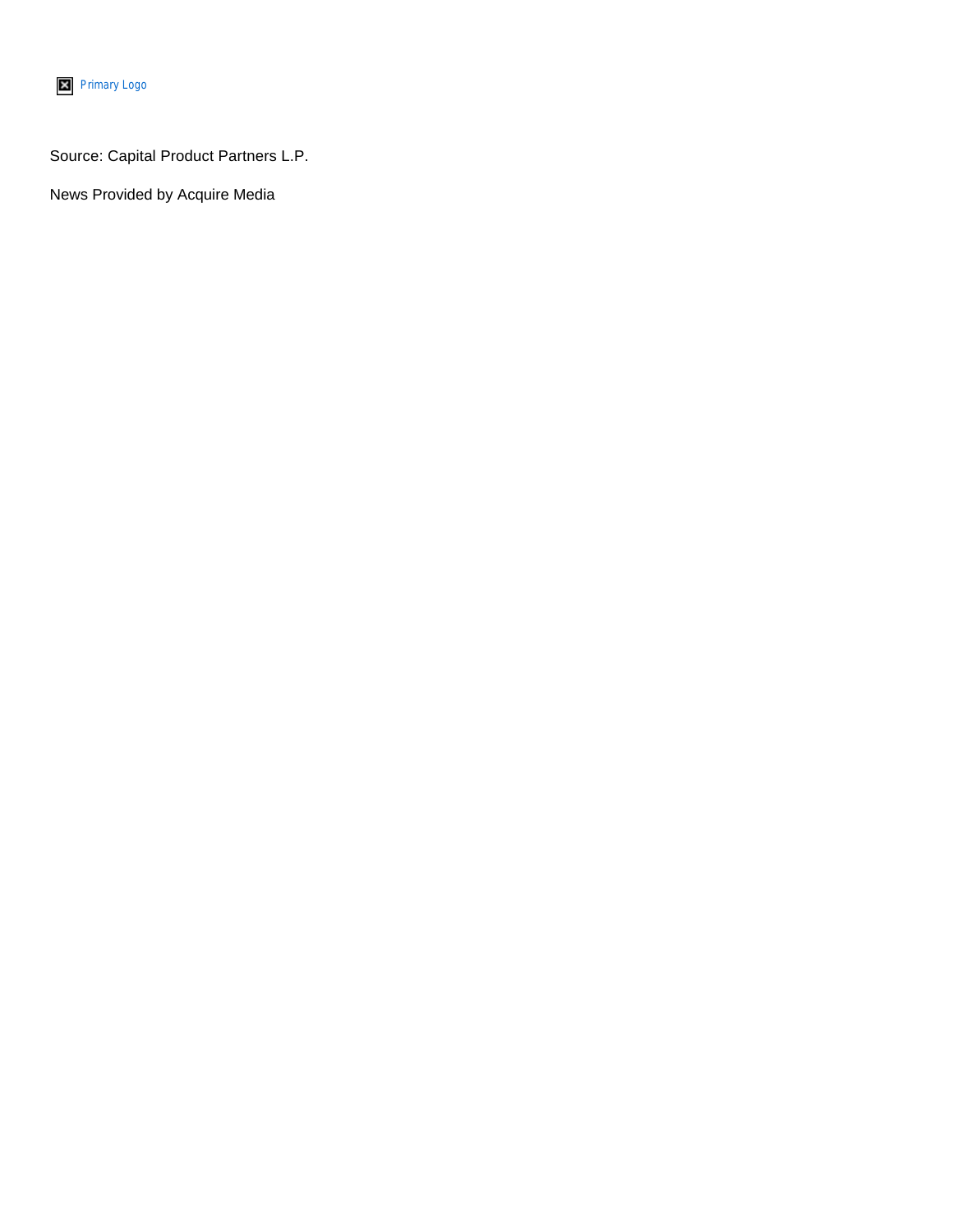Primary Logo

Source: Capital Product Partners L.P.

News Provided by Acquire Media